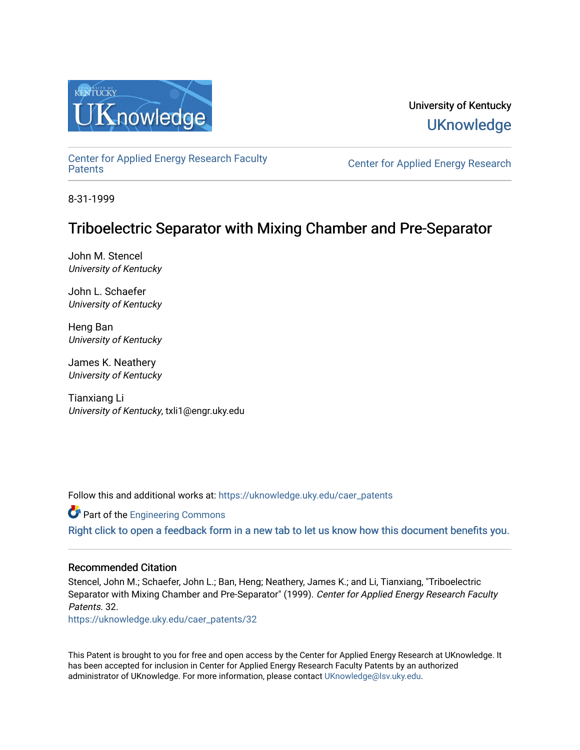University of Kentucky

UKnowledge

Center for Applied Energy Research Faculty Patents

Center for Applied Energy Research

8-31-1999

# Triboelectric Separator with Mixing Chamber and Pre-Separator

John M. Stencel
*University of Kentucky*

John L. Schaefer
*University of Kentucky*

Heng Ban
*University of Kentucky*

James K. Neathery
*University of Kentucky*

Tianxiang Li
*University of Kentucky*, txli1@engr.uky.edu

Follow this and additional works at: https://uknowledge.uky.edu/caer_patents

Part of the Engineering Commons

Right click to open a feedback form in a new tab to let us know how this document benefits you.

## Recommended Citation

Stencel, John M.; Schaefer, John L.; Ban, Heng; Neathery, James K.; and Li, Tianxiang, "Triboelectric Separator with Mixing Chamber and Pre-Separator" (1999). *Center for Applied Energy Research Faculty Patents*. 32.
https://uknowledge.uky.edu/caer_patents/32

This Patent is brought to you for free and open access by the Center for Applied Energy Research at UKnowledge. It has been accepted for inclusion in Center for Applied Energy Research Faculty Patents by an authorized administrator of UKnowledge. For more information, please contact UKnowledge@lsv.uky.edu.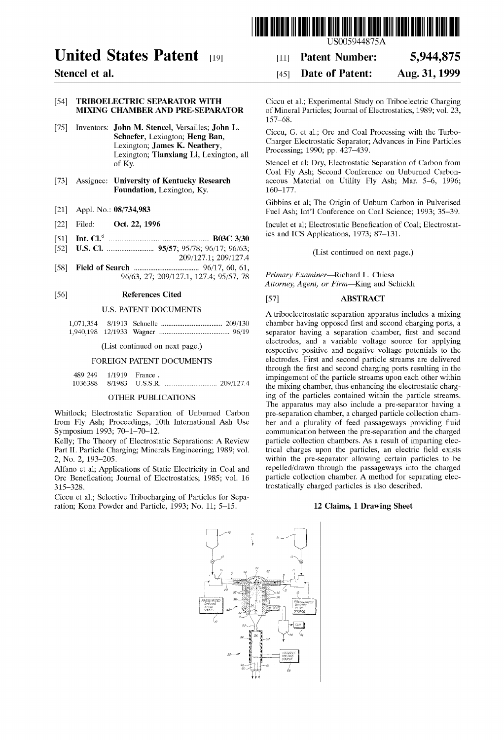# United States Patent [19]

**Stencel et al.**

[11] **Patent Number:** **5,944,875**

[45] **Date of Patent:** **Aug. 31, 1999**

[54] **TRIBOELECTRIC SEPARATOR WITH MIXING CHAMBER AND PRE-SEPARATOR**

[75] Inventors: **John M. Stencel**, Versailles; **John L. Schaefer**, Lexington; **Heng Ban**, Lexington; **James K. Neathery**, Lexington; **Tianxiang Li**, Lexington, all of Ky.

[73] Assignee: **University of Kentucky Research Foundation**, Lexington, Ky.

[21] Appl. No.: **08/734,983**

[22] Filed: **Oct. 22, 1996**

[51] **Int. Cl.**[6] .......................... **B03C 3/30**

[52] **U.S. Cl.** .......................... **95/57**; 95/78; 96/17; 96/63; 209/127.1; 209/127.4

[58] **Field of Search** .......................... 96/17, 60, 61, 96/63, 27; 209/127.1, 127.4; 95/57, 78

[56] **References Cited**

U.S. PATENT DOCUMENTS

| | | | |
|---|---|---|---|
| 1,071,354 | 8/1913 | Schnelle | 209/130 |
| 1,940,198 | 12/1933 | Wagner | 96/19 |

(List continued on next page.)

FOREIGN PATENT DOCUMENTS

| | | | |
|---|---|---|---|
| 489 249 | 1/1919 | France . | |
| 1036388 | 8/1983 | U.S.S.R. | 209/127.4 |

OTHER PUBLICATIONS

Whitlock; Electrostatic Separation of Unburned Carbon from Fly Ash; Proceedings, 10th International Ash Use Symposium 1993; 70–1–70–12.

Kelly; The Theory of Electrostatic Separations: A Review Part II. Particle Charging; Minerals Engineering; 1989; vol. 2, No. 2, 193–205.

Alfano et al; Applications of Static Electricity in Coal and Ore Benefication; Journal of Electrostatics; 1985; vol. 16 315–328.

Ciccu et al.; Selective Tribocharging of Particles for Separation; Kona Powder and Particle, 1993; No. 11; 5–15.

Ciccu et al.; Experimental Study on Triboelectric Charging of Mineral Particles; Journal of Electrostatics, 1989; vol. 23, 157–68.

Ciccu, G. et al.; Ore and Coal Processing with the Turbo-Charger Electrostatic Separator; Advances in Fine Particles Processing; 1990; pp. 427–439.

Stencel et al; Dry, Electrostatic Separation of Carbon from Coal Fly Ash; Second Conference on Unburned Carbonaceous Material on Utility Fly Ash; Mar. 5–6, 1996; 160–177.

Gibbins et al; The Origin of Unburn Carbon in Pulverised Fuel Ash; Int'l Conference on Coal Science; 1993; 35–39.

Inculet et al; Electrostatic Benefication of Coal; Electrostatics and ICS Applications, 1973; 87–131.

(List continued on next page.)

*Primary Examiner*—Richard L. Chiesa
*Attorney, Agent, or Firm*—King and Schickli

[57] **ABSTRACT**

A triboelectrostatic separation apparatus includes a mixing chamber having opposed first and second charging ports, a separator having a separation chamber, first and second electrodes, and a variable voltage source for applying respective positive and negative voltage potentials to the electrodes. First and second particle streams are delivered through the first and second charging ports resulting in the impingement of the particle streams upon each other within the mixing chamber, thus enhancing the electrostatic charging of the particles contained within the particle streams. The apparatus may also include a pre-separator having a pre-separation chamber, a charged particle collection chamber and a plurality of feed passageways providing fluid communication between the pre-separation and the charged particle collection chambers. As a result of imparting electrical charges upon the particles, an electric field exists within the pre-separator allowing certain particles to be repelled/drawn through the passageways into the charged particle collection chamber. A method for separating electrostatically charged particles is also described.

**12 Claims, 1 Drawing Sheet**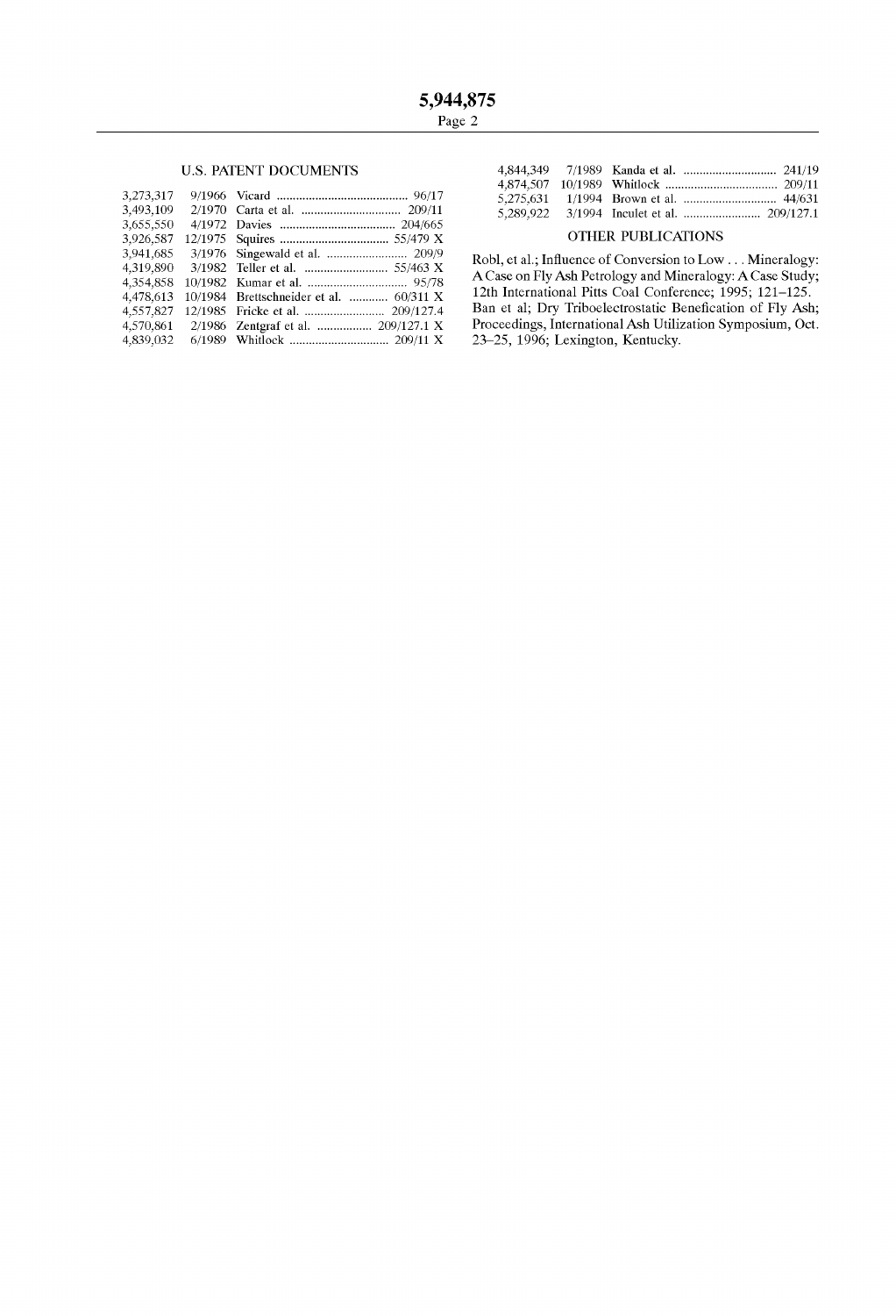## U.S. PATENT DOCUMENTS

| | | | |
|---|---|---|---|
| 3,273,317 | 9/1966 | Vicard | 96/17 |
| 3,493,109 | 2/1970 | Carta et al. | 209/11 |
| 3,655,550 | 4/1972 | Davies | 204/665 |
| 3,926,587 | 12/1975 | Squires | 55/479 X |
| 3,941,685 | 3/1976 | Singewald et al. | 209/9 |
| 4,319,890 | 3/1982 | Teller et al. | 55/463 X |
| 4,354,858 | 10/1982 | Kumar et al. | 95/78 |
| 4,478,613 | 10/1984 | Brettschneider et al. | 60/311 X |
| 4,557,827 | 12/1985 | Fricke et al. | 209/127.4 |
| 4,570,861 | 2/1986 | Zentgraf et al. | 209/127.1 X |
| 4,839,032 | 6/1989 | Whitlock | 209/11 X |
| 4,844,349 | 7/1989 | Kanda et al. | 241/19 |
| 4,874,507 | 10/1989 | Whitlock | 209/11 |
| 5,275,631 | 1/1994 | Brown et al. | 44/631 |
| 5,289,922 | 3/1994 | Inculet et al. | 209/127.1 |

## OTHER PUBLICATIONS

Robl, et al.; Influence of Conversion to Low . . . Mineralogy: A Case on Fly Ash Petrology and Mineralogy: A Case Study; 12th International Pitts Coal Conference; 1995; 121–125.

Ban et al; Dry Triboelectrostatic Benefication of Fly Ash; Proceedings, International Ash Utilization Symposium, Oct. 23–25, 1996; Lexington, Kentucky.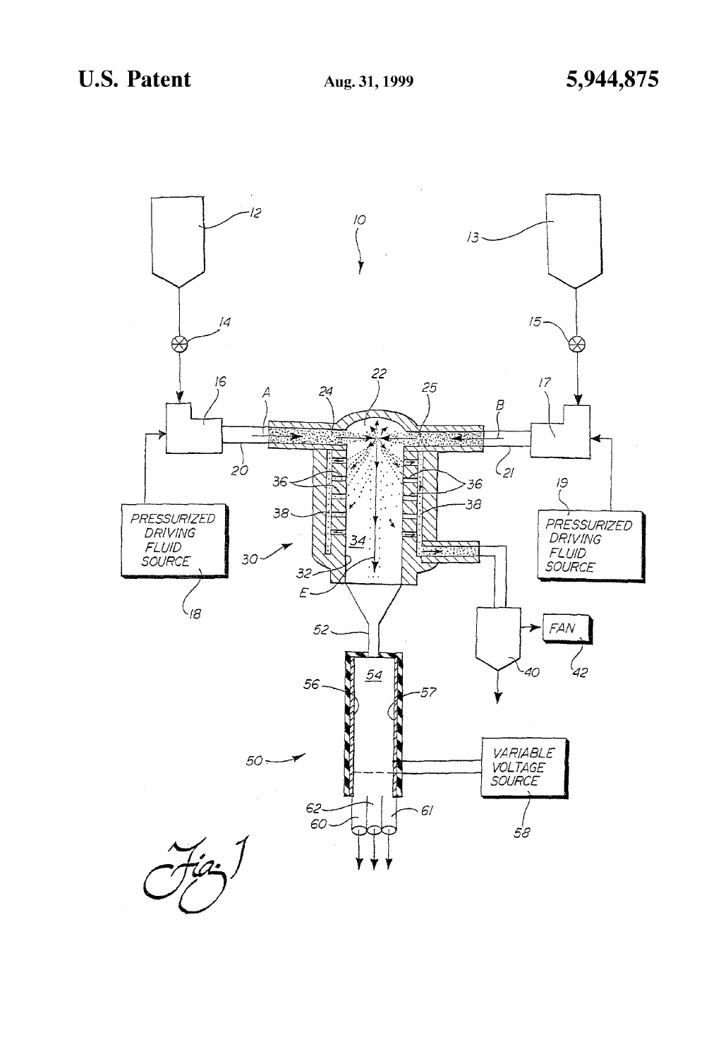Fig. 1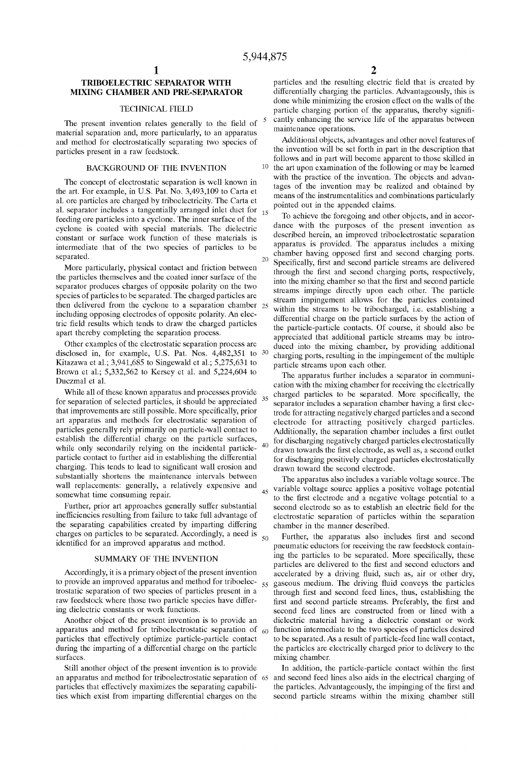# TRIBOELECTRIC SEPARATOR WITH MIXING CHAMBER AND PRE-SEPARATOR

## TECHNICAL FIELD

The present invention relates generally to the field of material separation and, more particularly, to an apparatus and method for electrostatically separating two species of particles present in a raw feedstock.

## BACKGROUND OF THE INVENTION

The concept of electrostatic separation is well known in the art. For example, in U.S. Pat. No. 3,493,109 to Carta et al. ore particles are charged by triboelectricity. The Carta et al. separator includes a tangentially arranged inlet duct for feeding ore particles into a cyclone. The inner surface of the cyclone is coated with special materials. The dielectric constant or surface work function of these materials is intermediate that of the two species of particles to be separated.

More particularly, physical contact and friction between the particles themselves and the coated inner surface of the separator produces charges of opposite polarity on the two species of particles to be separated. The charged particles are then delivered from the cyclone to a separation chamber including opposing electrodes of opposite polarity. An electric field results which tends to draw the charged particles apart thereby completing the separation process.

Other examples of the electrostatic separation process are disclosed in, for example, U.S. Pat. Nos. 4,482,351 to Kitazawa et al.; 3,941,685 to Singewald et al.; 5,275,631 to Brown et al.; 5,332,562 to Kersey et al. and 5,224,604 to Duczmal et al.

While all of these known apparatus and processes provide for separation of selected particles, it should be appreciated that improvements are still possible. More specifically, prior art apparatus and methods for electrostatic separation of particles generally rely primarily on particle-wall contact to establish the differential charge on the particle surfaces, while only secondarily relying on the incidental particle-particle contact to further aid in establishing the differential charging. This tends to lead to significant wall erosion and substantially shortens the maintenance intervals between wall replacements: generally, a relatively expensive and somewhat time consuming repair.

Further, prior art approaches generally suffer substantial inefficiencies resulting from failure to take full advantage of the separating capabilities created by imparting differing charges on particles to be separated. Accordingly, a need is identified for an improved apparatus and method.

## SUMMARY OF THE INVENTION

Accordingly, it is a primary object of the present invention to provide an improved apparatus and method for triboelectrostatic separation of two species of particles present in a raw feedstock where those two particle species have differing dielectric constants or work functions.

Another object of the present invention is to provide an apparatus and method for triboelectrostatic separation of particles that effectively optimize particle-particle contact during the imparting of a differential charge on the particle surfaces.

Still another object of the present invention is to provide an apparatus and method for triboelectrostatic separation of particles that effectively maximizes the separating capabilities which exist from imparting differential charges on the particles and the resulting electric field that is created by differentially charging the particles. Advantageously, this is done while minimizing the erosion effect on the walls of the particle charging portion of the apparatus, thereby significantly enhancing the service life of the apparatus between maintenance operations.

Additional objects, advantages and other novel features of the invention will be set forth in part in the description that follows and in part will become apparent to those skilled in the art upon examination of the following or may be learned with the practice of the invention. The objects and advantages of the invention may be realized and obtained by means of the instrumentalities and combinations particularly pointed out in the appended claims.

To achieve the foregoing and other objects, and in accordance with the purposes of the present invention as described herein, an improved triboelectrostatic separation apparatus is provided. The apparatus includes a mixing chamber having opposed first and second charging ports. Specifically, first and second particle streams are delivered through the first and second charging ports, respectively, into the mixing chamber so that the first and second particle streams impinge directly upon each other. The particle stream impingement allows for the particles contained within the streams to be tribocharged, i.e. establishing a differential charge on the particle surfaces by the action of the particle-particle contacts. Of course, it should also be appreciated that additional particle streams may be introduced into the mixing chamber, by providing additional charging ports, resulting in the impingement of the multiple particle streams upon each other.

The apparatus further includes a separator in communication with the mixing chamber for receiving the electrically charged particles to be separated. More specifically, the separator includes a separation chamber having a first electrode for attracting negatively charged particles and a second electrode for attracting positively charged particles. Additionally, the separation chamber includes a first outlet for discharging negatively charged particles electrostatically drawn towards the first electrode, as well as, a second outlet for discharging positively charged particles electrostatically drawn toward the second electrode.

The apparatus also includes a variable voltage source. The variable voltage source applies a positive voltage potential to the first electrode and a negative voltage potential to a second electrode so as to establish an electric field for the electrostatic separation of particles within the separation chamber in the manner described.

Further, the apparatus also includes first and second pneumatic eductors for receiving the raw feedstock containing the particles to be separated. More specifically, these particles are delivered to the first and second eductors and accelerated by a driving fluid, such as, air or other dry, gaseous medium. The driving fluid conveys the particles through first and second feed lines, thus, establishing the first and second particle streams. Preferably, the first and second feed lines are constructed from or lined with a dielectric material having a dielectric constant or work function intermediate to the two species of particles desired to be separated. As a result of particle-feed line wall contact, the particles are electrically charged prior to delivery to the mixing chamber.

In addition, the particle-particle contact within the first and second feed lines also aids in the electrical charging of the particles. Advantageously, the impinging of the first and second particle streams within the mixing chamber still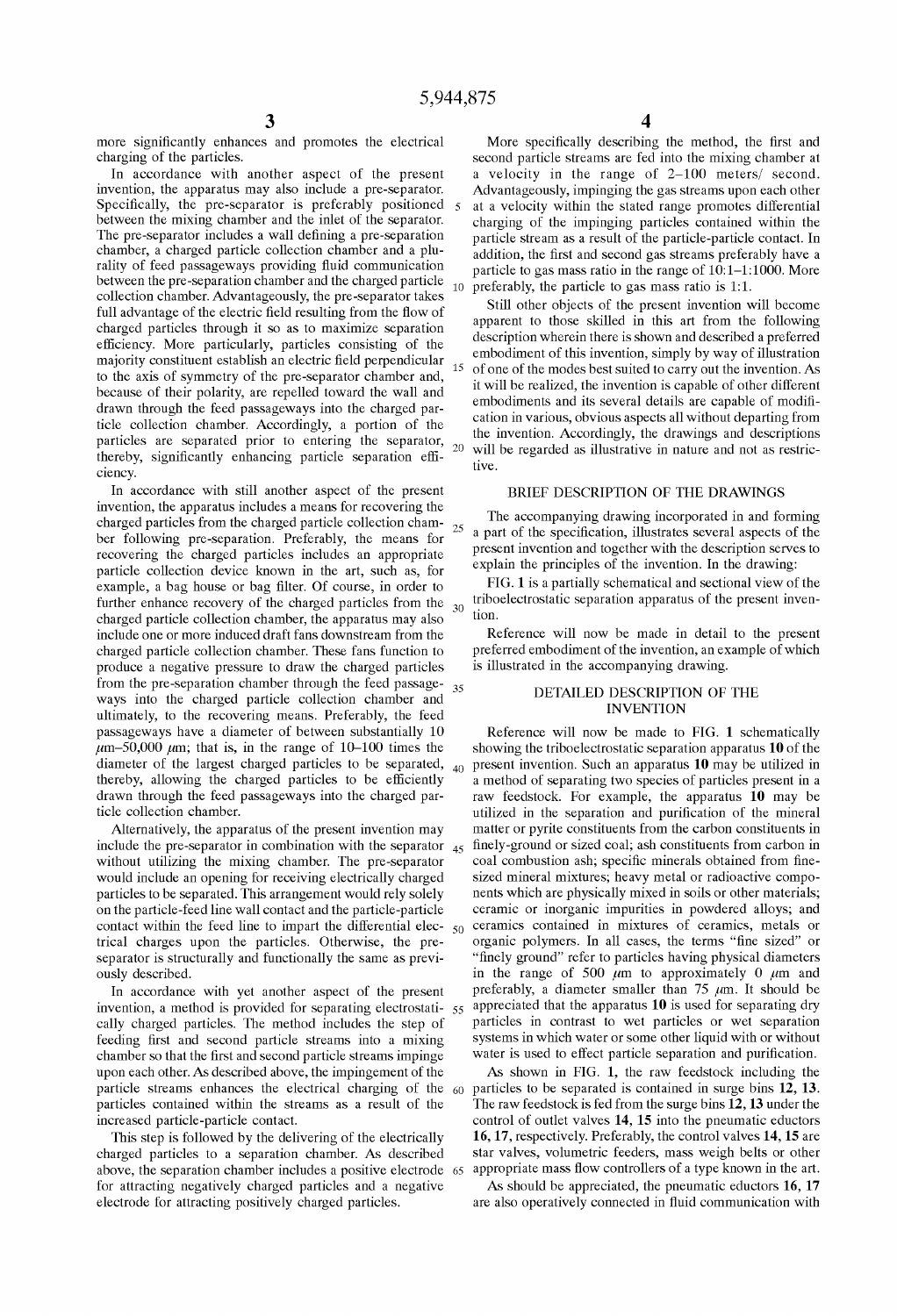more significantly enhances and promotes the electrical charging of the particles.

In accordance with another aspect of the present invention, the apparatus may also include a pre-separator. Specifically, the pre-separator is preferably positioned between the mixing chamber and the inlet of the separator. The pre-separator includes a wall defining a pre-separation chamber, a charged particle collection chamber and a plurality of feed passageways providing fluid communication between the pre-separation chamber and the charged particle collection chamber. Advantageously, the pre-separator takes full advantage of the electric field resulting from the flow of charged particles through it so as to maximize separation efficiency. More particularly, particles consisting of the majority constituent establish an electric field perpendicular to the axis of symmetry of the pre-separator chamber and, because of their polarity, are repelled toward the wall and drawn through the feed passageways into the charged particle collection chamber. Accordingly, a portion of the particles are separated prior to entering the separator, thereby, significantly enhancing particle separation efficiency.

In accordance with still another aspect of the present invention, the apparatus includes a means for recovering the charged particles from the charged particle collection chamber following pre-separation. Preferably, the means for recovering the charged particles includes an appropriate particle collection device known in the art, such as, for example, a bag house or bag filter. Of course, in order to further enhance recovery of the charged particles from the charged particle collection chamber, the apparatus may also include one or more induced draft fans downstream from the charged particle collection chamber. These fans function to produce a negative pressure to draw the charged particles from the pre-separation chamber through the feed passageways into the charged particle collection chamber and ultimately, to the recovering means. Preferably, the feed passageways have a diameter of between substantially 10 μm–50,000 μm; that is, in the range of 10–100 times the diameter of the largest charged particles to be separated, thereby, allowing the charged particles to be efficiently drawn through the feed passageways into the charged particle collection chamber.

Alternatively, the apparatus of the present invention may include the pre-separator in combination with the separator without utilizing the mixing chamber. The pre-separator would include an opening for receiving electrically charged particles to be separated. This arrangement would rely solely on the particle-feed line wall contact and the particle-particle contact within the feed line to impart the differential electrical charges upon the particles. Otherwise, the pre-separator is structurally and functionally the same as previously described.

In accordance with yet another aspect of the present invention, a method is provided for separating electrostatically charged particles. The method includes the step of feeding first and second particle streams into a mixing chamber so that the first and second particle streams impinge upon each other. As described above, the impingement of the particle streams enhances the electrical charging of the particles contained within the streams as a result of the increased particle-particle contact.

This step is followed by the delivering of the electrically charged particles to a separation chamber. As described above, the separation chamber includes a positive electrode for attracting negatively charged particles and a negative electrode for attracting positively charged particles.

More specifically describing the method, the first and second particle streams are fed into the mixing chamber at a velocity in the range of 2–100 meters/ second. Advantageously, impinging the gas streams upon each other at a velocity within the stated range promotes differential charging of the impinging particles contained within the particle stream as a result of the particle-particle contact. In addition, the first and second gas streams preferably have a particle to gas mass ratio in the range of 10:1–1:1000. More preferably, the particle to gas mass ratio is 1:1.

Still other objects of the present invention will become apparent to those skilled in this art from the following description wherein there is shown and described a preferred embodiment of this invention, simply by way of illustration of one of the modes best suited to carry out the invention. As it will be realized, the invention is capable of other different embodiments and its several details are capable of modification in various, obvious aspects all without departing from the invention. Accordingly, the drawings and descriptions will be regarded as illustrative in nature and not as restrictive.

## BRIEF DESCRIPTION OF THE DRAWINGS

The accompanying drawing incorporated in and forming a part of the specification, illustrates several aspects of the present invention and together with the description serves to explain the principles of the invention. In the drawing:

FIG. **1** is a partially schematical and sectional view of the triboelectrostatic separation apparatus of the present invention.

Reference will now be made in detail to the present preferred embodiment of the invention, an example of which is illustrated in the accompanying drawing.

## DETAILED DESCRIPTION OF THE INVENTION

Reference will now be made to FIG. **1** schematically showing the triboelectrostatic separation apparatus **10** of the present invention. Such an apparatus **10** may be utilized in a method of separating two species of particles present in a raw feedstock. For example, the apparatus **10** may be utilized in the separation and purification of the mineral matter or pyrite constituents from the carbon constituents in finely-ground or sized coal; ash constituents from carbon in coal combustion ash; specific minerals obtained from fine-sized mineral mixtures; heavy metal or radioactive components which are physically mixed in soils or other materials; ceramic or inorganic impurities in powdered alloys; and ceramics contained in mixtures of ceramics, metals or organic polymers. In all cases, the terms "fine sized" or "finely ground" refer to particles having physical diameters in the range of 500 μm to approximately 0 μm and preferably, a diameter smaller than 75 μm. It should be appreciated that the apparatus **10** is used for separating dry particles in contrast to wet particles or wet separation systems in which water or some other liquid with or without water is used to effect particle separation and purification.

As shown in FIG. **1**, the raw feedstock including the particles to be separated is contained in surge bins **12**, **13**. The raw feedstock is fed from the surge bins **12**, **13** under the control of outlet valves **14**, **15** into the pneumatic eductors **16**, **17**, respectively. Preferably, the control valves **14**, **15** are star valves, volumetric feeders, mass weigh belts or other appropriate mass flow controllers of a type known in the art.

As should be appreciated, the pneumatic eductors **16**, **17** are also operatively connected in fluid communication with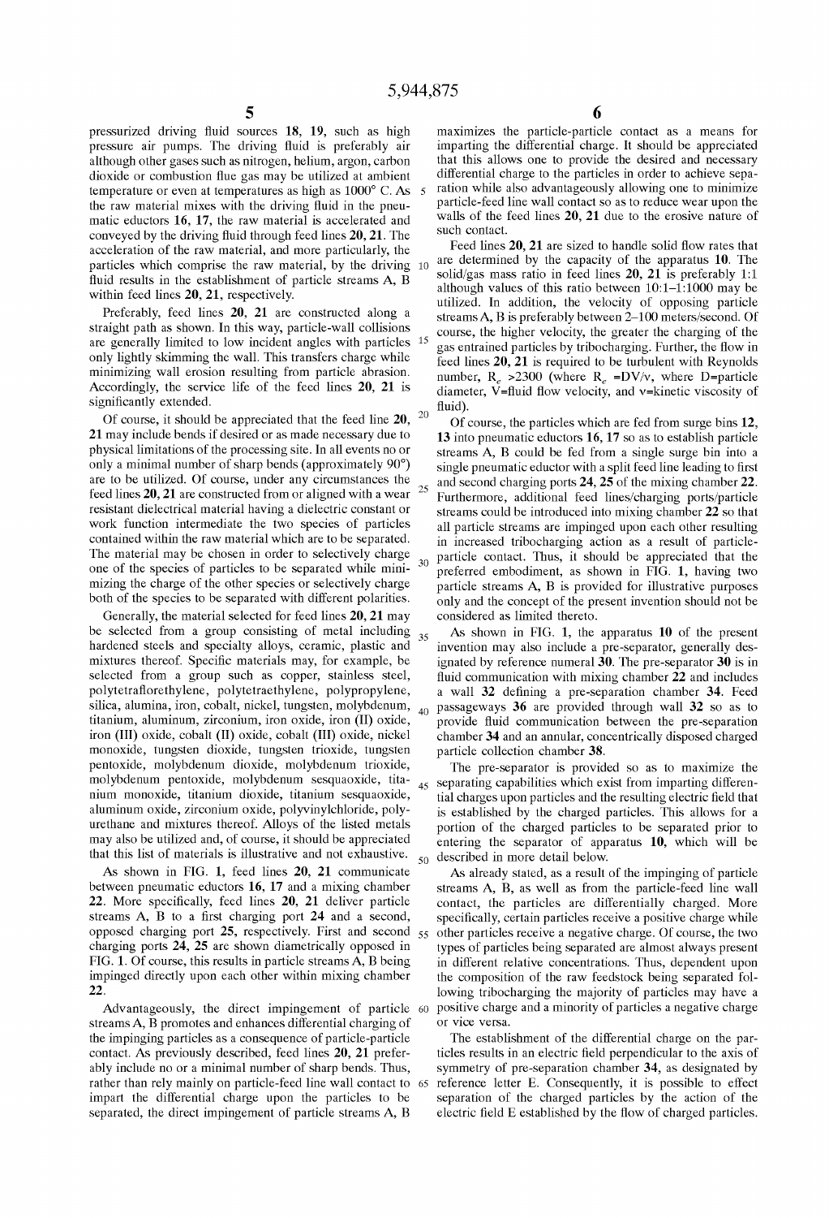pressurized driving fluid sources 18, 19, such as high pressure air pumps. The driving fluid is preferably air although other gases such as nitrogen, helium, argon, carbon dioxide or combustion flue gas may be utilized at ambient temperature or even at temperatures as high as 1000° C. As the raw material mixes with the driving fluid in the pneumatic eductors 16, 17, the raw material is accelerated and conveyed by the driving fluid through feed lines 20, 21. The acceleration of the raw material, and more particularly, the particles which comprise the raw material, by the driving fluid results in the establishment of particle streams A, B within feed lines 20, 21, respectively.

Preferably, feed lines 20, 21 are constructed along a straight path as shown. In this way, particle-wall collisions are generally limited to low incident angles with particles only lightly skimming the wall. This transfers charge while minimizing wall erosion resulting from particle abrasion. Accordingly, the service life of the feed lines 20, 21 is significantly extended.

Of course, it should be appreciated that the feed line 20, 21 may include bends if desired or as made necessary due to physical limitations of the processing site. In all events no or only a minimal number of sharp bends (approximately 90°) are to be utilized. Of course, under any circumstances the feed lines 20, 21 are constructed from or aligned with a wear resistant dielectrical material having a dielectric constant or work function intermediate the two species of particles contained within the raw material which are to be separated. The material may be chosen in order to selectively charge one of the species of particles to be separated while minimizing the charge of the other species or selectively charge both of the species to be separated with different polarities.

Generally, the material selected for feed lines 20, 21 may be selected from a group consisting of metal including hardened steels and specialty alloys, ceramic, plastic and mixtures thereof. Specific materials may, for example, be selected from a group such as copper, stainless steel, polytetraflorethylene, polytetraethylene, polypropylene, silica, alumina, iron, cobalt, nickel, tungsten, molybdenum, titanium, aluminum, zirconium, iron oxide, iron (II) oxide, iron (III) oxide, cobalt (II) oxide, cobalt (III) oxide, nickel monoxide, tungsten dioxide, tungsten trioxide, tungsten pentoxide, molybdenum dioxide, molybdenum trioxide, molybdenum pentoxide, molybdenum sesquaoxide, titanium monoxide, titanium dioxide, titanium sesquaoxide, aluminum oxide, zirconium oxide, polyvinylchloride, polyurethane and mixtures thereof. Alloys of the listed metals may also be utilized and, of course, it should be appreciated that this list of materials is illustrative and not exhaustive.

As shown in FIG. 1, feed lines 20, 21 communicate between pneumatic eductors 16, 17 and a mixing chamber 22. More specifically, feed lines 20, 21 deliver particle streams A, B to a first charging port 24 and a second, opposed charging port 25, respectively. First and second charging ports 24, 25 are shown diametrically opposed in FIG. 1. Of course, this results in particle streams A, B being impinged directly upon each other within mixing chamber 22.

Advantageously, the direct impingement of particle streams A, B promotes and enhances differential charging of the impinging particles as a consequence of particle-particle contact. As previously described, feed lines 20, 21 preferably include no or a minimal number of sharp bends. Thus, rather than rely mainly on particle-feed line wall contact to impart the differential charge upon the particles to be separated, the direct impingement of particle streams A, B maximizes the particle-particle contact as a means for imparting the differential charge. It should be appreciated that this allows one to provide the desired and necessary differential charge to the particles in order to achieve separation while also advantageously allowing one to minimize particle-feed line wall contact so as to reduce wear upon the walls of the feed lines 20, 21 due to the erosive nature of such contact.

Feed lines 20, 21 are sized to handle solid flow rates that are determined by the capacity of the apparatus 10. The solid/gas mass ratio in feed lines 20, 21 is preferably 1:1 although values of this ratio between 10:1–1:1000 may be utilized. In addition, the velocity of opposing particle streams A, B is preferably between 2–100 meters/second. Of course, the higher velocity, the greater the charging of the gas entrained particles by tribocharging. Further, the flow in feed lines 20, 21 is required to be turbulent with Reynolds number, $R_e$ >2300 (where $R_e$ =DV/v, where D=particle diameter, V=fluid flow velocity, and v=kinetic viscosity of fluid).

Of course, the particles which are fed from surge bins 12, 13 into pneumatic eductors 16, 17 so as to establish particle streams A, B could be fed from a single surge bin into a single pneumatic eductor with a split feed line leading to first and second charging ports 24, 25 of the mixing chamber 22. Furthermore, additional feed lines/charging ports/particle streams could be introduced into mixing chamber 22 so that all particle streams are impinged upon each other resulting in increased tribocharging action as a result of particle-particle contact. Thus, it should be appreciated that the preferred embodiment, as shown in FIG. 1, having two particle streams A, B is provided for illustrative purposes only and the concept of the present invention should not be considered as limited thereto.

As shown in FIG. 1, the apparatus 10 of the present invention may also include a pre-separator, generally designated by reference numeral 30. The pre-separator 30 is in fluid communication with mixing chamber 22 and includes a wall 32 defining a pre-separation chamber 34. Feed passageways 36 are provided through wall 32 so as to provide fluid communication between the pre-separation chamber 34 and an annular, concentrically disposed charged particle collection chamber 38.

The pre-separator is provided so as to maximize the separating capabilities which exist from imparting differential charges upon particles and the resulting electric field that is established by the charged particles. This allows for a portion of the charged particles to be separated prior to entering the separator of apparatus 10, which will be described in more detail below.

As already stated, as a result of the impinging of particle streams A, B, as well as from the particle-feed line wall contact, the particles are differentially charged. More specifically, certain particles receive a positive charge while other particles receive a negative charge. Of course, the two types of particles being separated are almost always present in different relative concentrations. Thus, dependent upon the composition of the raw feedstock being separated following tribocharging the majority of particles may have a positive charge and a minority of particles a negative charge or vice versa.

The establishment of the differential charge on the particles results in an electric field perpendicular to the axis of symmetry of pre-separation chamber 34, as designated by reference letter E. Consequently, it is possible to effect separation of the charged particles by the action of the electric field E established by the flow of charged particles.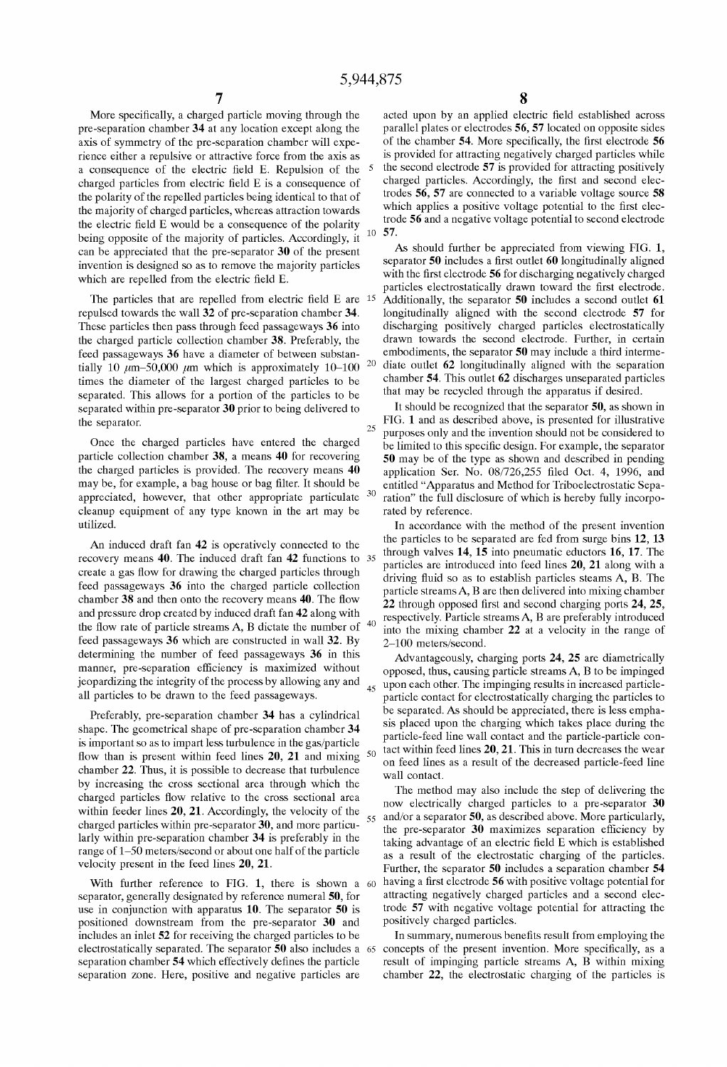More specifically, a charged particle moving through the pre-separation chamber **34** at any location except along the axis of symmetry of the pre-separation chamber will experience either a repulsive or attractive force from the axis as a consequence of the electric field E. Repulsion of the charged particles from electric field E is a consequence of the polarity of the repelled particles being identical to that of the majority of charged particles, whereas attraction towards the electric field E would be a consequence of the polarity being opposite of the majority of particles. Accordingly, it can be appreciated that the pre-separator **30** of the present invention is designed so as to remove the majority particles which are repelled from the electric field E.

The particles that are repelled from electric field E are repulsed towards the wall **32** of pre-separation chamber **34**. These particles then pass through feed passageways **36** into the charged particle collection chamber **38**. Preferably, the feed passageways **36** have a diameter of between substantially 10 μm–50,000 μm which is approximately 10–100 times the diameter of the largest charged particles to be separated. This allows for a portion of the particles to be separated within pre-separator **30** prior to being delivered to the separator.

Once the charged particles have entered the charged particle collection chamber **38**, a means **40** for recovering the charged particles is provided. The recovery means **40** may be, for example, a bag house or bag filter. It should be appreciated, however, that other appropriate particulate cleanup equipment of any type known in the art may be utilized.

An induced draft fan **42** is operatively connected to the recovery means **40**. The induced draft fan **42** functions to create a gas flow for drawing the charged particles through feed passageways **36** into the charged particle collection chamber **38** and then onto the recovery means **40**. The flow and pressure drop created by induced draft fan **42** along with the flow rate of particle streams A, B dictate the number of feed passageways **36** which are constructed in wall **32**. By determining the number of feed passageways **36** in this manner, pre-separation efficiency is maximized without jeopardizing the integrity of the process by allowing any and all particles to be drawn to the feed passageways.

Preferably, pre-separation chamber **34** has a cylindrical shape. The geometrical shape of pre-separation chamber **34** is important so as to impart less turbulence in the gas/particle flow than is present within feed lines **20**, **21** and mixing chamber **22**. Thus, it is possible to decrease that turbulence by increasing the cross sectional area through which the charged particles flow relative to the cross sectional area within feeder lines **20**, **21**. Accordingly, the velocity of the charged particles within pre-separator **30**, and more particularly within pre-separation chamber **34** is preferably in the range of 1–50 meters/second or about one half of the particle velocity present in the feed lines **20**, **21**.

With further reference to FIG. **1**, there is shown a separator, generally designated by reference numeral **50**, for use in conjunction with apparatus **10**. The separator **50** is positioned downstream from the pre-separator **30** and includes an inlet **52** for receiving the charged particles to be electrostatically separated. The separator **50** also includes a separation chamber **54** which effectively defines the particle separation zone. Here, positive and negative particles are acted upon by an applied electric field established across parallel plates or electrodes **56**, **57** located on opposite sides of the chamber **54**. More specifically, the first electrode **56** is provided for attracting negatively charged particles while the second electrode **57** is provided for attracting positively charged particles. Accordingly, the first and second electrodes **56**, **57** are connected to a variable voltage source **58** which applies a positive voltage potential to the first electrode **56** and a negative voltage potential to second electrode **57**.

As should further be appreciated from viewing FIG. **1**, separator **50** includes a first outlet **60** longitudinally aligned with the first electrode **56** for discharging negatively charged particles electrostatically drawn toward the first electrode. Additionally, the separator **50** includes a second outlet **61** longitudinally aligned with the second electrode **57** for discharging positively charged particles electrostatically drawn towards the second electrode. Further, in certain embodiments, the separator **50** may include a third intermediate outlet **62** longitudinally aligned with the separation chamber **54**. This outlet **62** discharges unseparated particles that may be recycled through the apparatus if desired.

It should be recognized that the separator **50**, as shown in FIG. **1** and as described above, is presented for illustrative purposes only and the invention should not be considered to be limited to this specific design. For example, the separator **50** may be of the type as shown and described in pending application Ser. No. 08/726,255 filed Oct. 4, 1996, and entitled "Apparatus and Method for Triboelectrostatic Separation" the full disclosure of which is hereby fully incorporated by reference.

In accordance with the method of the present invention the particles to be separated are fed from surge bins **12**, **13** through valves **14**, **15** into pneumatic eductors **16**, **17**. The particles are introduced into feed lines **20**, **21** along with a driving fluid so as to establish particles steams A, B. The particle streams A, B are then delivered into mixing chamber **22** through opposed first and second charging ports **24**, **25**, respectively. Particle streams A, B are preferably introduced into the mixing chamber **22** at a velocity in the range of 2–100 meters/second.

Advantageously, charging ports **24**, **25** are diametrically opposed, thus, causing particle streams A, B to be impinged upon each other. The impinging results in increased particle-particle contact for electrostatically charging the particles to be separated. As should be appreciated, there is less emphasis placed upon the charging which takes place during the particle-feed line wall contact and the particle-particle contact within feed lines **20**, **21**. This in turn decreases the wear on feed lines as a result of the decreased particle-feed line wall contact.

The method may also include the step of delivering the now electrically charged particles to a pre-separator **30** and/or a separator **50**, as described above. More particularly, the pre-separator **30** maximizes separation efficiency by taking advantage of an electric field E which is established as a result of the electrostatic charging of the particles. Further, the separator **50** includes a separation chamber **54** having a first electrode **56** with positive voltage potential for attracting negatively charged particles and a second electrode **57** with negative voltage potential for attracting the positively charged particles.

In summary, numerous benefits result from employing the concepts of the present invention. More specifically, as a result of impinging particle streams A, B within mixing chamber **22**, the electrostatic charging of the particles is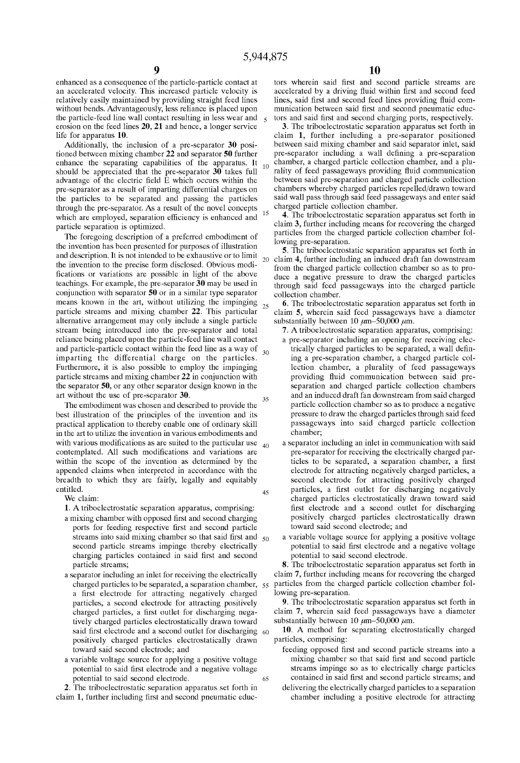enhanced as a consequence of the particle-particle contact at an accelerated velocity. This increased particle velocity is relatively easily maintained by providing straight feed lines without bends. Advantageously, less reliance is placed upon the particle-feed line wall contact resulting in less wear and erosion on the feed lines **20**, **21** and hence, a longer service life for apparatus **10**.

Additionally, the inclusion of a pre-separator **30** positioned between mixing chamber **22** and separator **50** further enhance the separating capabilities of the apparatus. It should be appreciated that the pre-separator **30** takes full advantage of the electric field E which occurs within the pre-separator as a result of imparting differential charges on the particles to be separated and passing the particles through the pre-separator. As a result of the novel concepts which are employed, separation efficiency is enhanced and particle separation is optimized.

The foregoing description of a preferred embodiment of the invention has been presented for purposes of illustration and description. It is not intended to be exhaustive or to limit the invention to the precise form disclosed. Obvious modifications or variations are possible in light of the above teachings. For example, the pre-separator **30** may be used in conjunction with separator **50** or in a similar type separator means known in the art, without utilizing the impinging particle streams and mixing chamber **22**. This particular alternative arrangement may only include a single particle stream being introduced into the pre-separator and total reliance being placed upon the particle-feed line wall contact and particle-particle contact within the feed line as a way of imparting the differential charge on the particles. Furthermore, it is also possible to employ the impinging particle streams and mixing chamber **22** in conjunction with the separator **50**, or any other separator design known in the art without the use of pre-separator **30**.

The embodiment was chosen and described to provide the best illustration of the principles of the invention and its practical application to thereby enable one of ordinary skill in the art to utilize the invention in various embodiments and with various modifications as are suited to the particular use contemplated. All such modifications and variations are within the scope of the invention as determined by the appended claims when interpreted in accordance with the breadth to which they are fairly, legally and equitably entitled.

We claim:

**1**. A triboelectrostatic separation apparatus, comprising:

a mixing chamber with opposed first and second charging ports for feeding respective first and second particle streams into said mixing chamber so that said first and second particle streams impinge thereby electrically charging particles contained in said first and second particle streams;

a separator including an inlet for receiving the electrically charged particles to be separated, a separation chamber, a first electrode for attracting negatively charged particles, a second electrode for attracting positively charged particles, a first outlet for discharging negatively charged particles electrostatically drawn toward said first electrode and a second outlet for discharging positively charged particles electrostatically drawn toward said second electrode; and

a variable voltage source for applying a positive voltage potential to said first electrode and a negative voltage potential to said second electrode.

**2**. The triboelectrostatic separation apparatus set forth in claim **1**, further including first and second pneumatic eductors wherein said first and second particle streams are accelerated by a driving fluid within first and second feed lines, said first and second feed lines providing fluid communication between said first and second pneumatic eductors and said first and second charging ports, respectively.

**3**. The triboelectrostatic separation apparatus set forth in claim **1**, further including a pre-separator positioned between said mixing chamber and said separator inlet, said pre-separator including a wall defining a pre-separation chamber, a charged particle collection chamber, and a plurality of feed passageways providing fluid communication between said pre-separation and charged particle collection chambers whereby charged particles repelled/drawn toward said wall pass through said feed passageways and enter said charged particle collection chamber.

**4**. The triboelectrostatic separation apparatus set forth in claim **3**, further including means for recovering the charged particles from the charged particle collection chamber following pre-separation.

**5**. The triboelectrostatic separation apparatus set forth in claim **4**, further including an induced draft fan downstream from the charged particle collection chamber so as to produce a negative pressure to draw the charged particles through said feed passageways into the charged particle collection chamber.

**6**. The triboelectrostatic separation apparatus set forth in claim **5**, wherein said feed passageways have a diameter substantially between 10 μm–50,000 μm.

**7**. A triboelectrostatic separation apparatus, comprising:

a pre-separator including an opening for receiving electrically charged particles to be separated, a wall defining a pre-separation chamber, a charged particle collection chamber, a plurality of feed passageways providing fluid communication between said pre-separation and charged particle collection chambers and an induced draft fan downstream from said charged particle collection chamber so as to produce a negative pressure to draw the charged particles through said feed passageways into said charged particle collection chamber;

a separator including an inlet in communication with said pre-separator for receiving the electrically charged particles to be separated, a separation chamber, a first electrode for attracting negatively charged particles, a second electrode for attracting positively charged particles, a first outlet for discharging negatively charged particles electrostatically drawn toward said first electrode and a second outlet for discharging positively charged particles electrostatically drawn toward said second electrode; and

a variable voltage source for applying a positive voltage potential to said first electrode and a negative voltage potential to said second electrode.

**8**. The triboelectrostatic separation apparatus set forth in claim **7**, further including means for recovering the charged particles from the charged particle collection chamber following pre-separation.

**9**. The triboelectrostatic separation apparatus set forth in claim **7**, wherein said feed passageways have a diameter substantially between 10 μm–50,000 μm.

**10**. A method for separating electrostatically charged particles, comprising:

feeding opposed first and second particle streams into a mixing chamber so that said first and second particle streams impinge so as to electrically charge particles contained in said first and second particle streams; and

delivering the electrically charged particles to a separation chamber including a positive electrode for attracting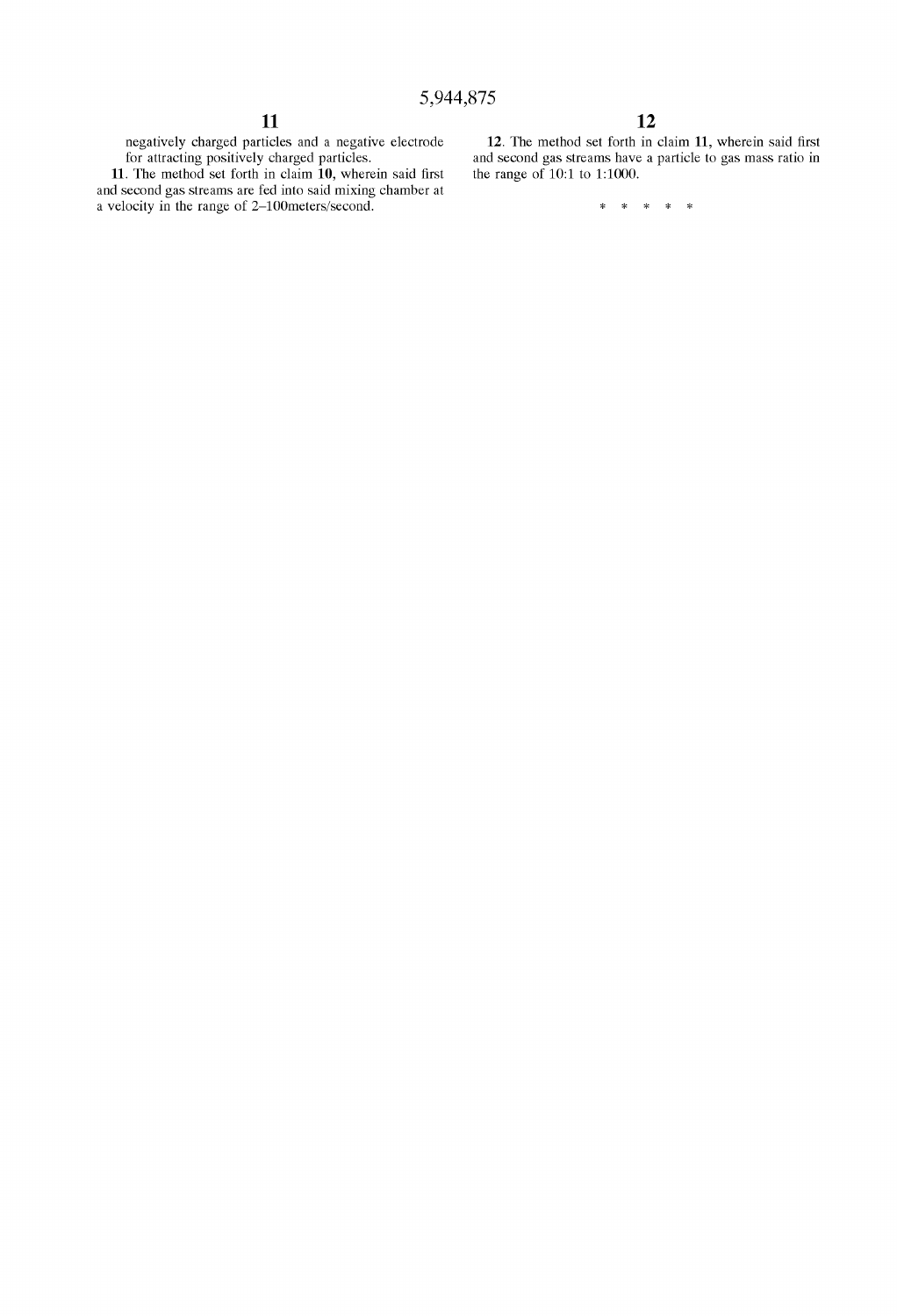negatively charged particles and a negative electrode for attracting positively charged particles.

**11**. The method set forth in claim **10**, wherein said first and second gas streams are fed into said mixing chamber at a velocity in the range of 2–100meters/second.

**12**. The method set forth in claim **11**, wherein said first and second gas streams have a particle to gas mass ratio in the range of 10:1 to 1:1000.

* * * * *